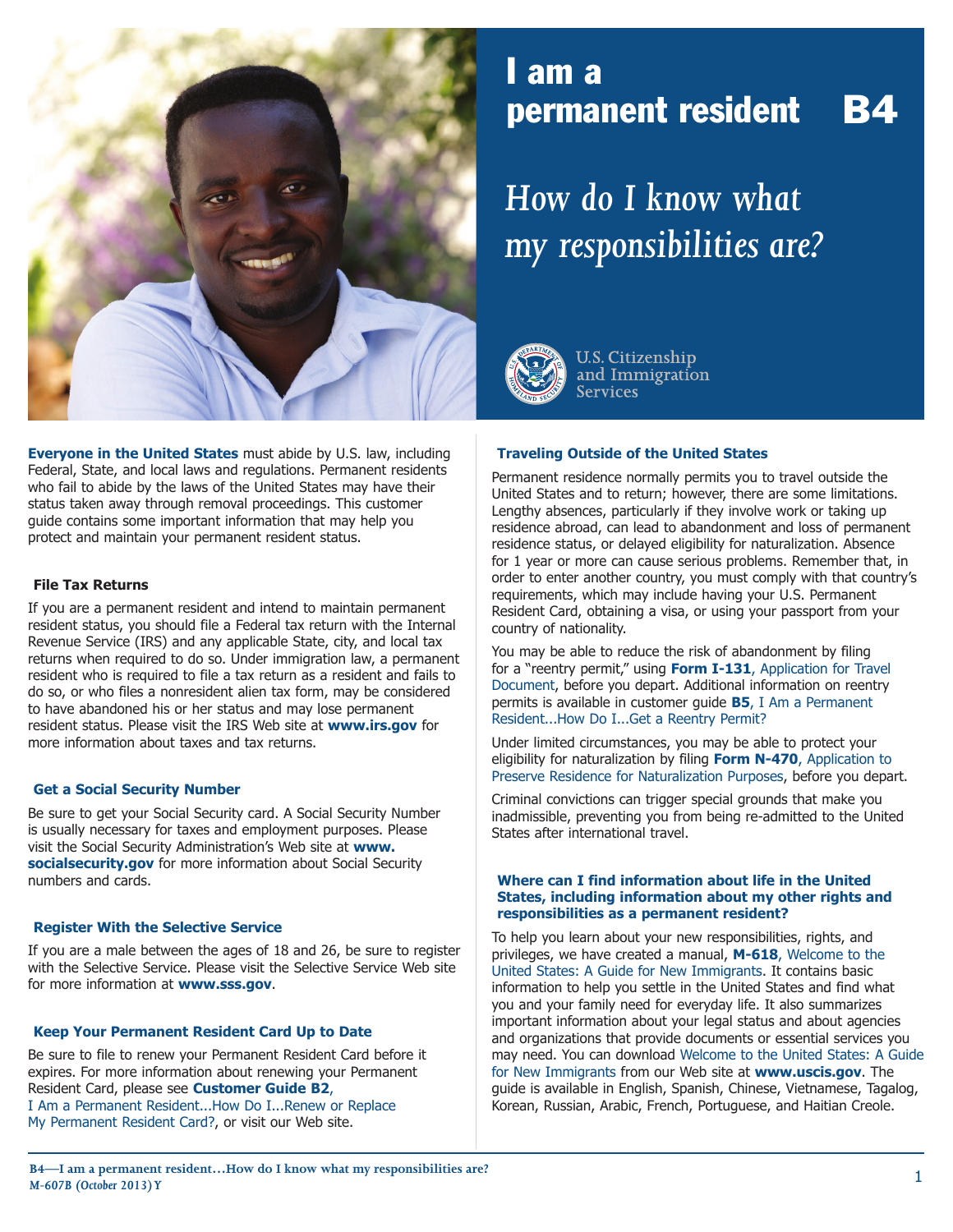# I am a permanent resident B4

## *How do I know what my responsibilities are?*

U.S. Citizenship and Immigration Services

**Everyone in the United States** must abide by U.S. law, including Federal, State, and local laws and regulations. Permanent residents who fail to abide by the laws of the United States may have their status taken away through removal proceedings. This customer guide contains some important information that may help you protect and maintain your permanent resident status.

### File Tax Returns

If you are a permanent resident and intend to maintain permanent resident status, you should file a Federal tax return with the Internal Revenue Service (IRS) and any applicable State, city, and local tax returns when required to do so. Under immigration law, a permanent resident who is required to file a tax return as a resident and fails to do so, or who files a nonresident alien tax form, may be considered to have abandoned his or her status and may lose permanent resident status. Please visit the IRS Web site at **www.irs.gov** for more information about taxes and tax returns.

### Get a Social Security Number

Be sure to get your Social Security card. A Social Security Number is usually necessary for taxes and employment purposes. Please visit the Social Security Administration's Web site at **www.socialsecurity.gov** for more information about Social Security numbers and cards.

### Register With the Selective Service

If you are a male between the ages of 18 and 26, be sure to register with the Selective Service. Please visit the Selective Service Web site for more information at **www.sss.gov**.

### Keep Your Permanent Resident Card Up to Date

Be sure to file to renew your Permanent Resident Card before it expires. For more information about renewing your Permanent Resident Card, please see **Customer Guide B2**, I Am a Permanent Resident...How Do I...Renew or Replace My Permanent Resident Card?, or visit our Web site.

### Traveling Outside of the United States

Permanent residence normally permits you to travel outside the United States and to return; however, there are some limitations. Lengthy absences, particularly if they involve work or taking up residence abroad, can lead to abandonment and loss of permanent residence status, or delayed eligibility for naturalization. Absence for 1 year or more can cause serious problems. Remember that, in order to enter another country, you must comply with that country's requirements, which may include having your U.S. Permanent Resident Card, obtaining a visa, or using your passport from your country of nationality.

You may be able to reduce the risk of abandonment by filing for a "reentry permit," using **Form I-131**, Application for Travel Document, before you depart. Additional information on reentry permits is available in customer guide **B5**, I Am a Permanent Resident...How Do I...Get a Reentry Permit?

Under limited circumstances, you may be able to protect your eligibility for naturalization by filing **Form N-470**, Application to Preserve Residence for Naturalization Purposes, before you depart.

Criminal convictions can trigger special grounds that make you inadmissible, preventing you from being re-admitted to the United States after international travel.

### Where can I find information about life in the United States, including information about my other rights and responsibilities as a permanent resident?

To help you learn about your new responsibilities, rights, and privileges, we have created a manual, **M-618**, Welcome to the United States: A Guide for New Immigrants. It contains basic information to help you settle in the United States and find what you and your family need for everyday life. It also summarizes important information about your legal status and about agencies and organizations that provide documents or essential services you may need. You can download Welcome to the United States: A Guide for New Immigrants from our Web site at **www.uscis.gov**. The guide is available in English, Spanish, Chinese, Vietnamese, Tagalog, Korean, Russian, Arabic, French, Portuguese, and Haitian Creole.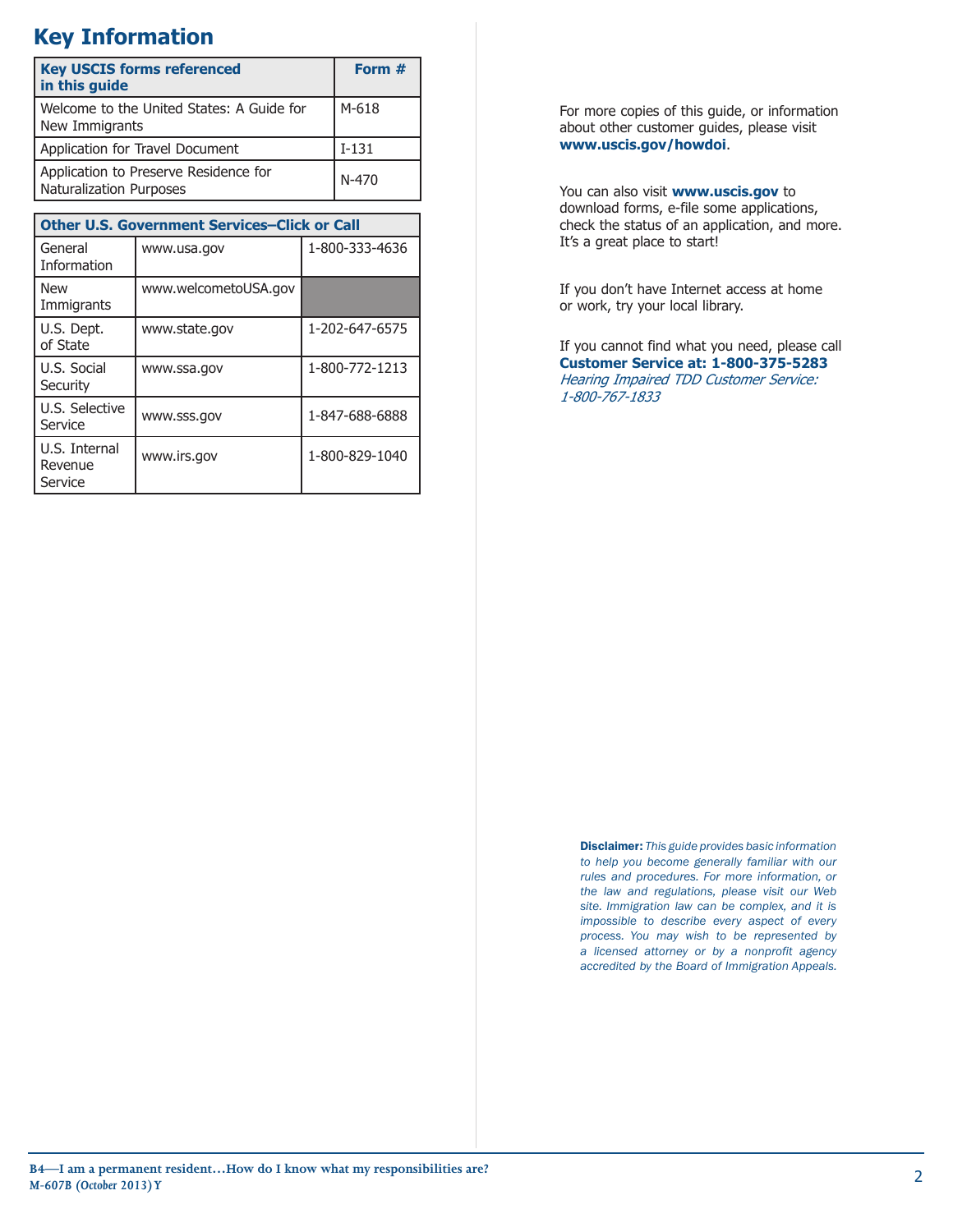# Key Information

| Key USCIS forms referenced in this guide | Form # |
|---|---|
| Welcome to the United States: A Guide for New Immigrants | M-618 |
| Application for Travel Document | I-131 |
| Application to Preserve Residence for Naturalization Purposes | N-470 |

| Other U.S. Government Services–Click or Call | | |
|---|---|---|
| General Information | www.usa.gov | 1-800-333-4636 |
| New Immigrants | www.welcometoUSA.gov | |
| U.S. Dept. of State | www.state.gov | 1-202-647-6575 |
| U.S. Social Security | www.ssa.gov | 1-800-772-1213 |
| U.S. Selective Service | www.sss.gov | 1-847-688-6888 |
| U.S. Internal Revenue Service | www.irs.gov | 1-800-829-1040 |

For more copies of this guide, or information about other customer guides, please visit **www.uscis.gov/howdoi**.

You can also visit **www.uscis.gov** to download forms, e-file some applications, check the status of an application, and more. It's a great place to start!

If you don't have Internet access at home or work, try your local library.

If you cannot find what you need, please call **Customer Service at: 1-800-375-5283**
*Hearing Impaired TDD Customer Service: 1-800-767-1833*

**Disclaimer:** *This guide provides basic information to help you become generally familiar with our rules and procedures. For more information, or the law and regulations, please visit our Web site. Immigration law can be complex, and it is impossible to describe every aspect of every process. You may wish to be represented by a licensed attorney or by a nonprofit agency accredited by the Board of Immigration Appeals.*